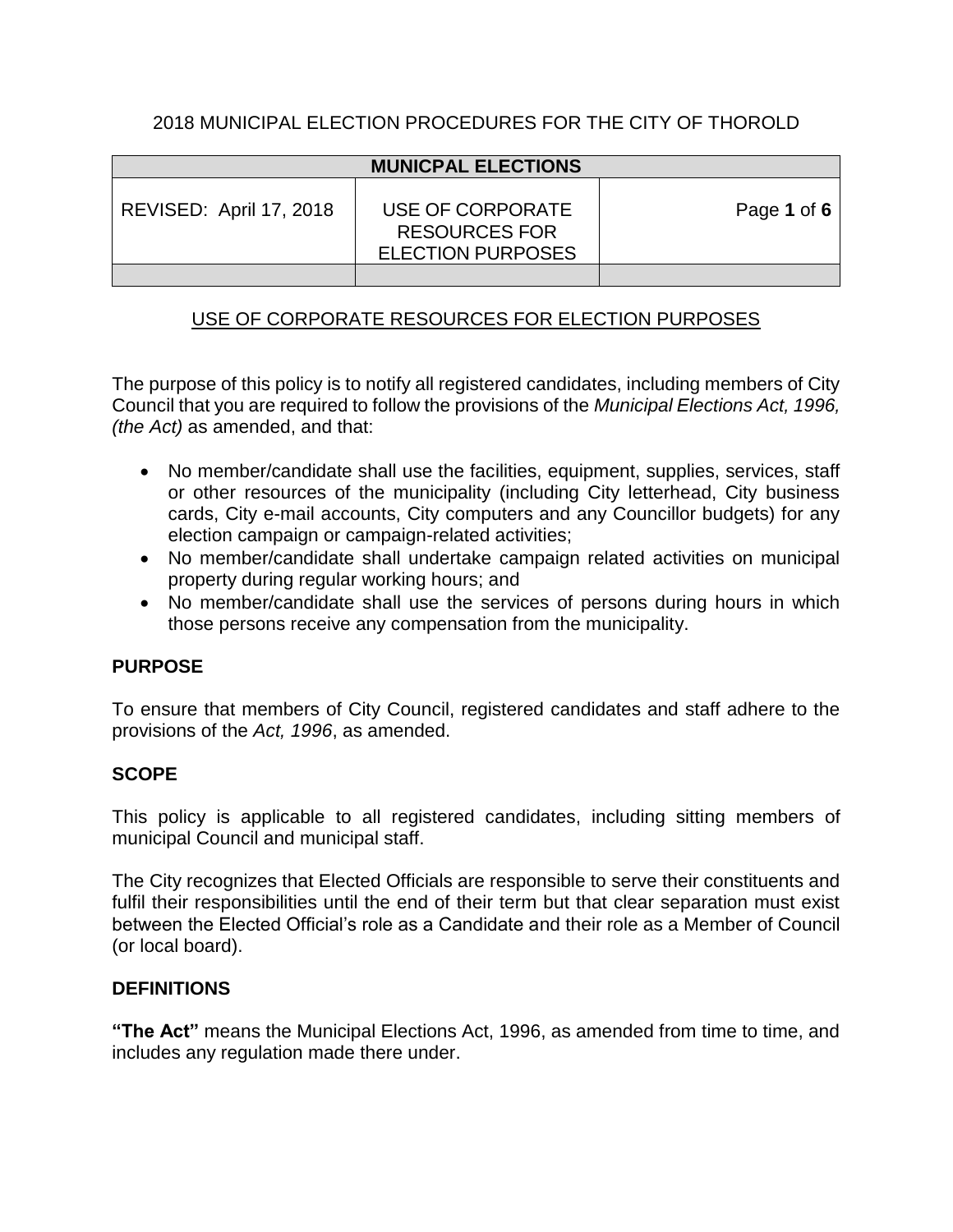2018 MUNICIPAL ELECTION PROCEDURES FOR THE CITY OF THOROLD

| MUNICPAL ELECTIONS | | |
|---|---|---|
| REVISED: April 17, 2018 | USE OF CORPORATE RESOURCES FOR ELECTION PURPOSES | Page **1** of **6** |
| | | |

## USE OF CORPORATE RESOURCES FOR ELECTION PURPOSES

The purpose of this policy is to notify all registered candidates, including members of City Council that you are required to follow the provisions of the *Municipal Elections Act, 1996, (the Act)* as amended, and that:

- No member/candidate shall use the facilities, equipment, supplies, services, staff or other resources of the municipality (including City letterhead, City business cards, City e-mail accounts, City computers and any Councillor budgets) for any election campaign or campaign-related activities;
- No member/candidate shall undertake campaign related activities on municipal property during regular working hours; and
- No member/candidate shall use the services of persons during hours in which those persons receive any compensation from the municipality.

### PURPOSE

To ensure that members of City Council, registered candidates and staff adhere to the provisions of the *Act, 1996*, as amended.

### SCOPE

This policy is applicable to all registered candidates, including sitting members of municipal Council and municipal staff.

The City recognizes that Elected Officials are responsible to serve their constituents and fulfil their responsibilities until the end of their term but that clear separation must exist between the Elected Official's role as a Candidate and their role as a Member of Council (or local board).

### DEFINITIONS

**"The Act"** means the Municipal Elections Act, 1996, as amended from time to time, and includes any regulation made there under.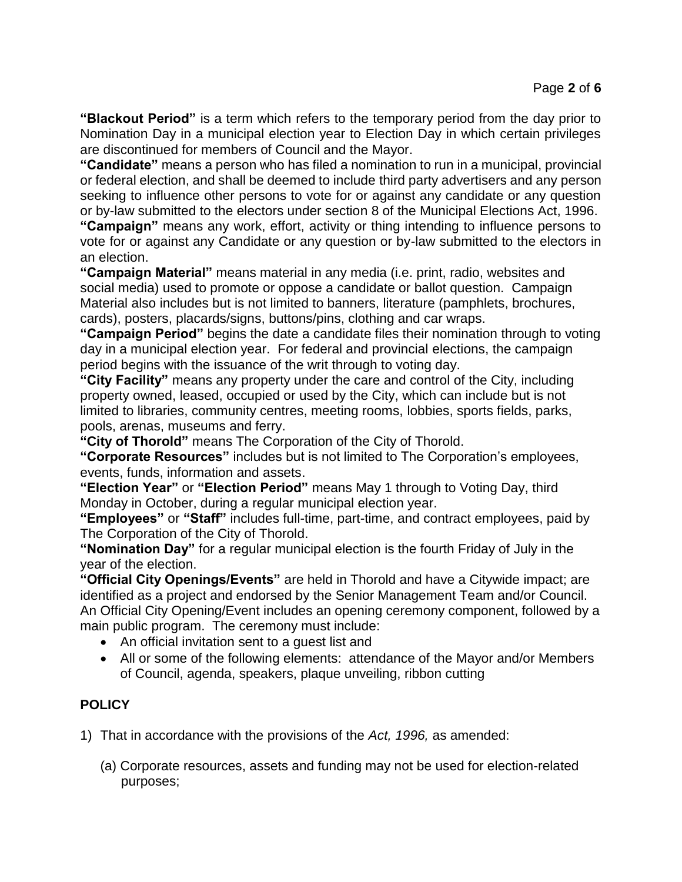**"Blackout Period"** is a term which refers to the temporary period from the day prior to Nomination Day in a municipal election year to Election Day in which certain privileges are discontinued for members of Council and the Mayor.

**"Candidate"** means a person who has filed a nomination to run in a municipal, provincial or federal election, and shall be deemed to include third party advertisers and any person seeking to influence other persons to vote for or against any candidate or any question or by-law submitted to the electors under section 8 of the Municipal Elections Act, 1996.

**"Campaign"** means any work, effort, activity or thing intending to influence persons to vote for or against any Candidate or any question or by-law submitted to the electors in an election.

**"Campaign Material"** means material in any media (i.e. print, radio, websites and social media) used to promote or oppose a candidate or ballot question. Campaign Material also includes but is not limited to banners, literature (pamphlets, brochures, cards), posters, placards/signs, buttons/pins, clothing and car wraps.

**"Campaign Period"** begins the date a candidate files their nomination through to voting day in a municipal election year. For federal and provincial elections, the campaign period begins with the issuance of the writ through to voting day.

**"City Facility"** means any property under the care and control of the City, including property owned, leased, occupied or used by the City, which can include but is not limited to libraries, community centres, meeting rooms, lobbies, sports fields, parks, pools, arenas, museums and ferry.

**"City of Thorold"** means The Corporation of the City of Thorold.

**"Corporate Resources"** includes but is not limited to The Corporation's employees, events, funds, information and assets.

**"Election Year"** or **"Election Period"** means May 1 through to Voting Day, third Monday in October, during a regular municipal election year.

**"Employees"** or **"Staff"** includes full-time, part-time, and contract employees, paid by The Corporation of the City of Thorold.

**"Nomination Day"** for a regular municipal election is the fourth Friday of July in the year of the election.

**"Official City Openings/Events"** are held in Thorold and have a Citywide impact; are identified as a project and endorsed by the Senior Management Team and/or Council. An Official City Opening/Event includes an opening ceremony component, followed by a main public program. The ceremony must include:

- An official invitation sent to a guest list and
- All or some of the following elements: attendance of the Mayor and/or Members of Council, agenda, speakers, plaque unveiling, ribbon cutting

## POLICY

1) That in accordance with the provisions of the *Act, 1996,* as amended:

   (a) Corporate resources, assets and funding may not be used for election-related purposes;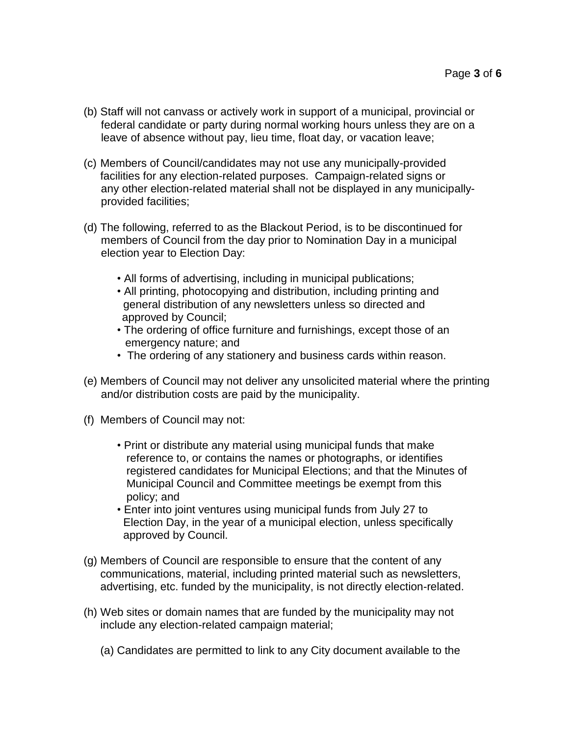(b) Staff will not canvass or actively work in support of a municipal, provincial or federal candidate or party during normal working hours unless they are on a leave of absence without pay, lieu time, float day, or vacation leave;

(c) Members of Council/candidates may not use any municipally-provided facilities for any election-related purposes. Campaign-related signs or any other election-related material shall not be displayed in any municipally-provided facilities;

(d) The following, referred to as the Blackout Period, is to be discontinued for members of Council from the day prior to Nomination Day in a municipal election year to Election Day:

- All forms of advertising, including in municipal publications;
- All printing, photocopying and distribution, including printing and general distribution of any newsletters unless so directed and approved by Council;
- The ordering of office furniture and furnishings, except those of an emergency nature; and
- The ordering of any stationery and business cards within reason.

(e) Members of Council may not deliver any unsolicited material where the printing and/or distribution costs are paid by the municipality.

(f) Members of Council may not:

- Print or distribute any material using municipal funds that make reference to, or contains the names or photographs, or identifies registered candidates for Municipal Elections; and that the Minutes of Municipal Council and Committee meetings be exempt from this policy; and
- Enter into joint ventures using municipal funds from July 27 to Election Day, in the year of a municipal election, unless specifically approved by Council.

(g) Members of Council are responsible to ensure that the content of any communications, material, including printed material such as newsletters, advertising, etc. funded by the municipality, is not directly election-related.

(h) Web sites or domain names that are funded by the municipality may not include any election-related campaign material;

(a) Candidates are permitted to link to any City document available to the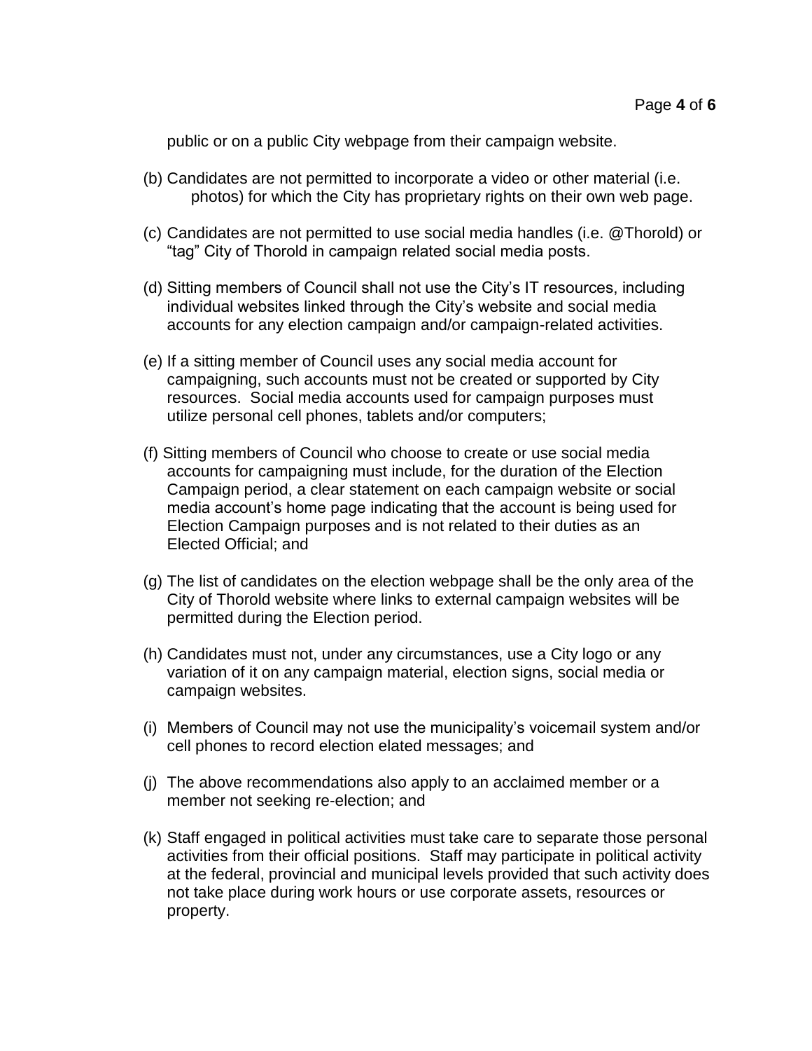public or on a public City webpage from their campaign website.

(b) Candidates are not permitted to incorporate a video or other material (i.e. photos) for which the City has proprietary rights on their own web page.

(c) Candidates are not permitted to use social media handles (i.e. @Thorold) or "tag" City of Thorold in campaign related social media posts.

(d) Sitting members of Council shall not use the City's IT resources, including individual websites linked through the City's website and social media accounts for any election campaign and/or campaign-related activities.

(e) If a sitting member of Council uses any social media account for campaigning, such accounts must not be created or supported by City resources. Social media accounts used for campaign purposes must utilize personal cell phones, tablets and/or computers;

(f) Sitting members of Council who choose to create or use social media accounts for campaigning must include, for the duration of the Election Campaign period, a clear statement on each campaign website or social media account's home page indicating that the account is being used for Election Campaign purposes and is not related to their duties as an Elected Official; and

(g) The list of candidates on the election webpage shall be the only area of the City of Thorold website where links to external campaign websites will be permitted during the Election period.

(h) Candidates must not, under any circumstances, use a City logo or any variation of it on any campaign material, election signs, social media or campaign websites.

(i) Members of Council may not use the municipality's voicemail system and/or cell phones to record election elated messages; and

(j) The above recommendations also apply to an acclaimed member or a member not seeking re-election; and

(k) Staff engaged in political activities must take care to separate those personal activities from their official positions. Staff may participate in political activity at the federal, provincial and municipal levels provided that such activity does not take place during work hours or use corporate assets, resources or property.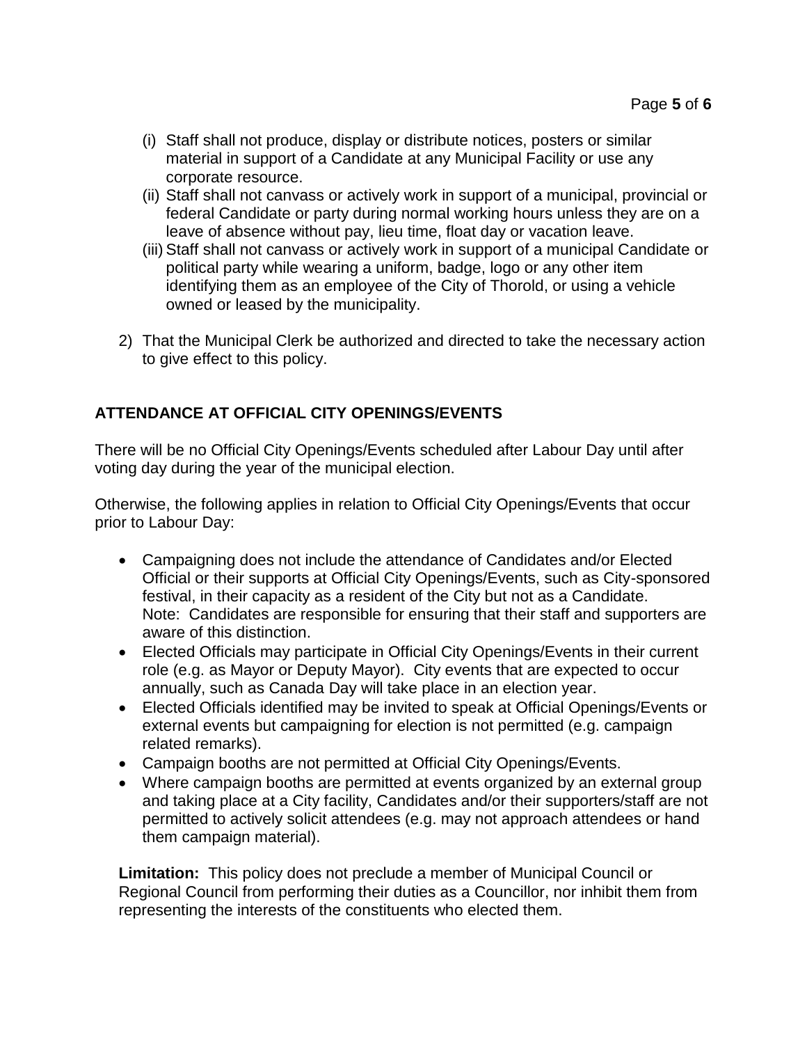(i) Staff shall not produce, display or distribute notices, posters or similar material in support of a Candidate at any Municipal Facility or use any corporate resource.

(ii) Staff shall not canvass or actively work in support of a municipal, provincial or federal Candidate or party during normal working hours unless they are on a leave of absence without pay, lieu time, float day or vacation leave.

(iii) Staff shall not canvass or actively work in support of a municipal Candidate or political party while wearing a uniform, badge, logo or any other item identifying them as an employee of the City of Thorold, or using a vehicle owned or leased by the municipality.

2) That the Municipal Clerk be authorized and directed to take the necessary action to give effect to this policy.

## ATTENDANCE AT OFFICIAL CITY OPENINGS/EVENTS

There will be no Official City Openings/Events scheduled after Labour Day until after voting day during the year of the municipal election.

Otherwise, the following applies in relation to Official City Openings/Events that occur prior to Labour Day:

- Campaigning does not include the attendance of Candidates and/or Elected Official or their supports at Official City Openings/Events, such as City-sponsored festival, in their capacity as a resident of the City but not as a Candidate. Note: Candidates are responsible for ensuring that their staff and supporters are aware of this distinction.
- Elected Officials may participate in Official City Openings/Events in their current role (e.g. as Mayor or Deputy Mayor). City events that are expected to occur annually, such as Canada Day will take place in an election year.
- Elected Officials identified may be invited to speak at Official Openings/Events or external events but campaigning for election is not permitted (e.g. campaign related remarks).
- Campaign booths are not permitted at Official City Openings/Events.
- Where campaign booths are permitted at events organized by an external group and taking place at a City facility, Candidates and/or their supporters/staff are not permitted to actively solicit attendees (e.g. may not approach attendees or hand them campaign material).

**Limitation:** This policy does not preclude a member of Municipal Council or Regional Council from performing their duties as a Councillor, nor inhibit them from representing the interests of the constituents who elected them.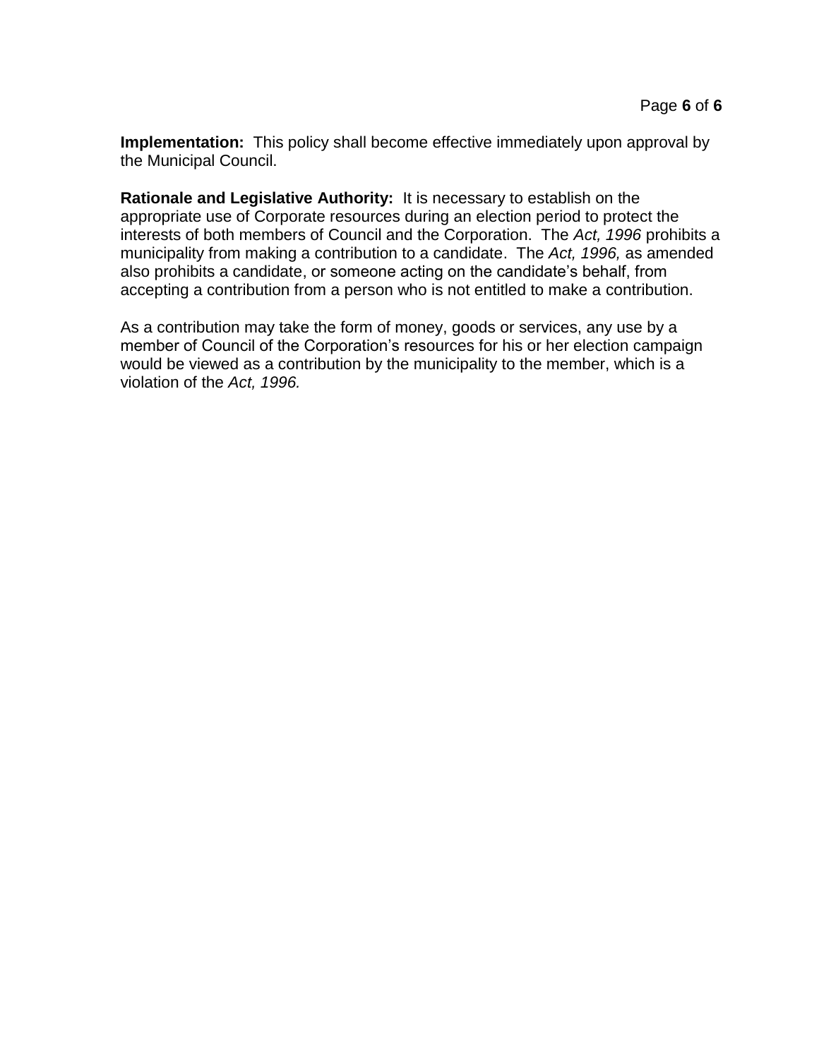**Implementation:** This policy shall become effective immediately upon approval by the Municipal Council.

**Rationale and Legislative Authority:** It is necessary to establish on the appropriate use of Corporate resources during an election period to protect the interests of both members of Council and the Corporation. The *Act, 1996* prohibits a municipality from making a contribution to a candidate. The *Act, 1996,* as amended also prohibits a candidate, or someone acting on the candidate's behalf, from accepting a contribution from a person who is not entitled to make a contribution.

As a contribution may take the form of money, goods or services, any use by a member of Council of the Corporation's resources for his or her election campaign would be viewed as a contribution by the municipality to the member, which is a violation of the *Act, 1996.*